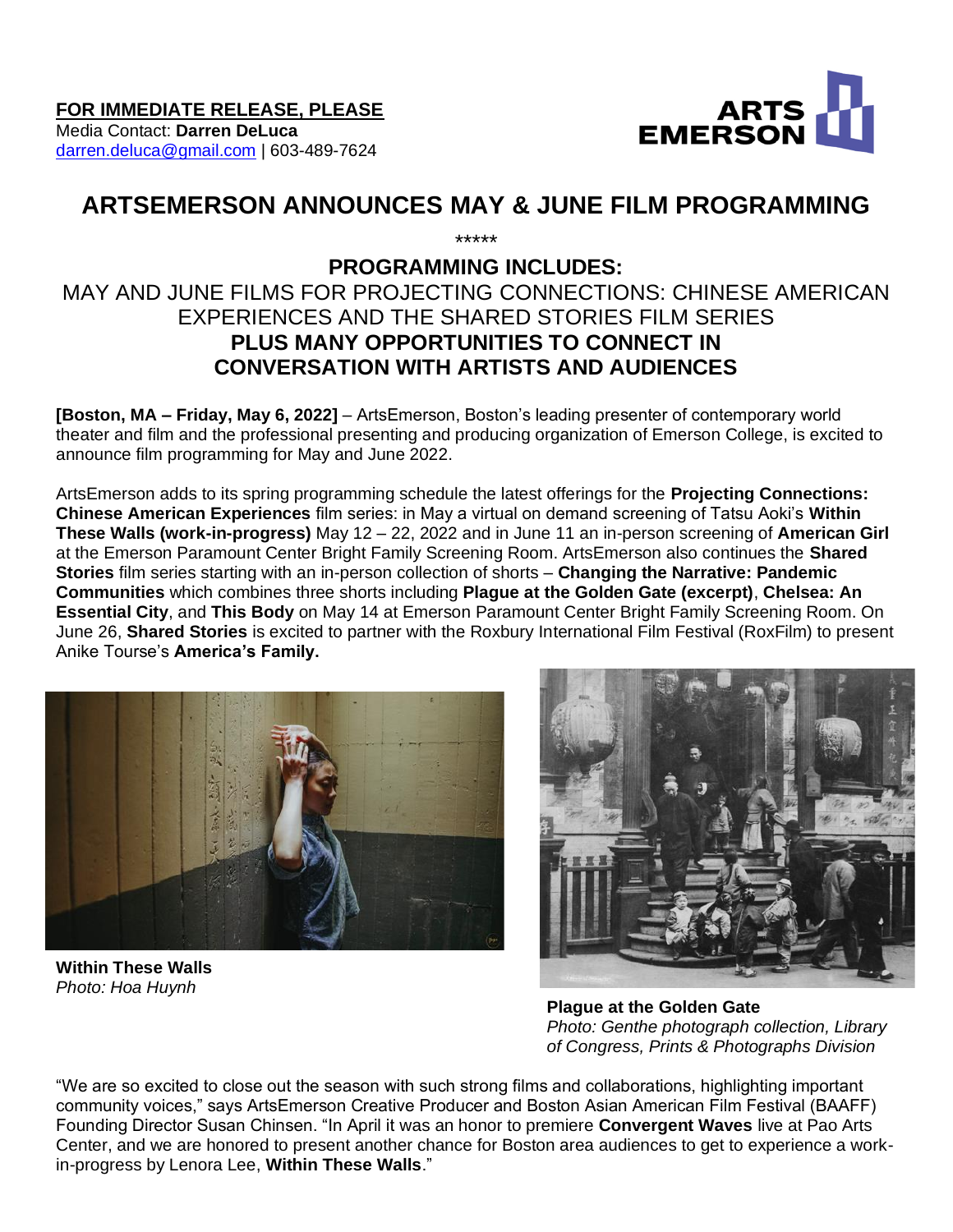**FOR IMMEDIATE RELEASE, PLEASE**
Media Contact: **Darren DeLuca**
darren.deluca@gmail.com | 603-489-7624

# ARTSEMERSON ANNOUNCES MAY & JUNE FILM PROGRAMMING

*****

## PROGRAMMING INCLUDES:

MAY AND JUNE FILMS FOR PROJECTING CONNECTIONS: CHINESE AMERICAN EXPERIENCES AND THE SHARED STORIES FILM SERIES

**PLUS MANY OPPORTUNITIES TO CONNECT IN CONVERSATION WITH ARTISTS AND AUDIENCES**

**[Boston, MA – Friday, May 6, 2022]** – ArtsEmerson, Boston's leading presenter of contemporary world theater and film and the professional presenting and producing organization of Emerson College, is excited to announce film programming for May and June 2022.

ArtsEmerson adds to its spring programming schedule the latest offerings for the **Projecting Connections: Chinese American Experiences** film series: in May a virtual on demand screening of Tatsu Aoki's **Within These Walls (work-in-progress)** May 12 – 22, 2022 and in June 11 an in-person screening of **American Girl** at the Emerson Paramount Center Bright Family Screening Room. ArtsEmerson also continues the **Shared Stories** film series starting with an in-person collection of shorts – **Changing the Narrative: Pandemic Communities** which combines three shorts including **Plague at the Golden Gate (excerpt)**, **Chelsea: An Essential City**, and **This Body** on May 14 at Emerson Paramount Center Bright Family Screening Room. On June 26, **Shared Stories** is excited to partner with the Roxbury International Film Festival (RoxFilm) to present Anike Tourse's **America's Family.**

**Within These Walls**
*Photo: Hoa Huynh*

**Plague at the Golden Gate**
*Photo: Genthe photograph collection, Library of Congress, Prints & Photographs Division*

"We are so excited to close out the season with such strong films and collaborations, highlighting important community voices," says ArtsEmerson Creative Producer and Boston Asian American Film Festival (BAAFF) Founding Director Susan Chinsen. "In April it was an honor to premiere **Convergent Waves** live at Pao Arts Center, and we are honored to present another chance for Boston area audiences to get to experience a work-in-progress by Lenora Lee, **Within These Walls**."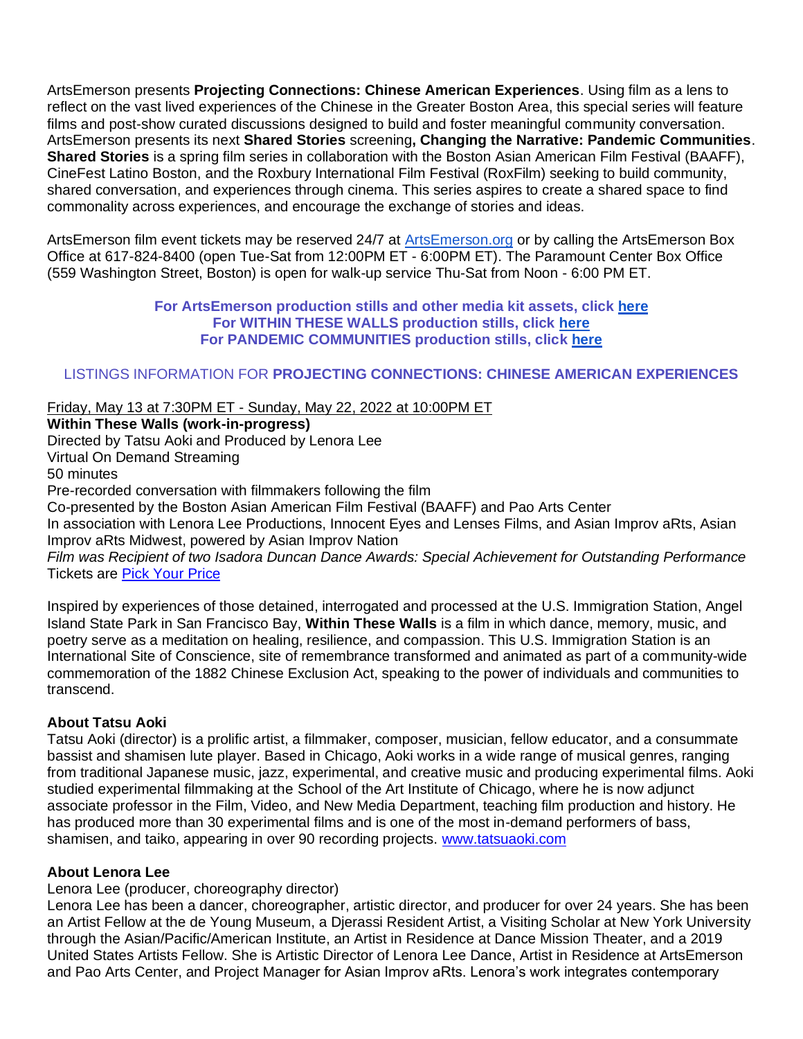ArtsEmerson presents **Projecting Connections: Chinese American Experiences**. Using film as a lens to reflect on the vast lived experiences of the Chinese in the Greater Boston Area, this special series will feature films and post-show curated discussions designed to build and foster meaningful community conversation. ArtsEmerson presents its next **Shared Stories** screening**, Changing the Narrative: Pandemic Communities**. **Shared Stories** is a spring film series in collaboration with the Boston Asian American Film Festival (BAAFF), CineFest Latino Boston, and the Roxbury International Film Festival (RoxFilm) seeking to build community, shared conversation, and experiences through cinema. This series aspires to create a shared space to find commonality across experiences, and encourage the exchange of stories and ideas.

ArtsEmerson film event tickets may be reserved 24/7 at [ArtsEmerson.org]() or by calling the ArtsEmerson Box Office at 617-824-8400 (open Tue-Sat from 12:00PM ET - 6:00PM ET). The Paramount Center Box Office (559 Washington Street, Boston) is open for walk-up service Thu-Sat from Noon - 6:00 PM ET.

**For ArtsEmerson production stills and other media kit assets, click [here]()**
**For WITHIN THESE WALLS production stills, click [here]()**
**For PANDEMIC COMMUNITIES production stills, click [here]()**

## LISTINGS INFORMATION FOR **PROJECTING CONNECTIONS: CHINESE AMERICAN EXPERIENCES**

Friday, May 13 at 7:30PM ET - Sunday, May 22, 2022 at 10:00PM ET
**Within These Walls (work-in-progress)**
Directed by Tatsu Aoki and Produced by Lenora Lee
Virtual On Demand Streaming
50 minutes
Pre-recorded conversation with filmmakers following the film
Co-presented by the Boston Asian American Film Festival (BAAFF) and Pao Arts Center
In association with Lenora Lee Productions, Innocent Eyes and Lenses Films, and Asian Improv aRts, Asian Improv aRts Midwest, powered by Asian Improv Nation
*Film was Recipient of two Isadora Duncan Dance Awards: Special Achievement for Outstanding Performance*
Tickets are [Pick Your Price]()

Inspired by experiences of those detained, interrogated and processed at the U.S. Immigration Station, Angel Island State Park in San Francisco Bay, **Within These Walls** is a film in which dance, memory, music, and poetry serve as a meditation on healing, resilience, and compassion. This U.S. Immigration Station is an International Site of Conscience, site of remembrance transformed and animated as part of a community-wide commemoration of the 1882 Chinese Exclusion Act, speaking to the power of individuals and communities to transcend.

**About Tatsu Aoki**
Tatsu Aoki (director) is a prolific artist, a filmmaker, composer, musician, fellow educator, and a consummate bassist and shamisen lute player. Based in Chicago, Aoki works in a wide range of musical genres, ranging from traditional Japanese music, jazz, experimental, and creative music and producing experimental films. Aoki studied experimental filmmaking at the School of the Art Institute of Chicago, where he is now adjunct associate professor in the Film, Video, and New Media Department, teaching film production and history. He has produced more than 30 experimental films and is one of the most in-demand performers of bass, shamisen, and taiko, appearing in over 90 recording projects. [www.tatsuaoki.com]()

**About Lenora Lee**
Lenora Lee (producer, choreography director)
Lenora Lee has been a dancer, choreographer, artistic director, and producer for over 24 years. She has been an Artist Fellow at the de Young Museum, a Djerassi Resident Artist, a Visiting Scholar at New York University through the Asian/Pacific/American Institute, an Artist in Residence at Dance Mission Theater, and a 2019 United States Artists Fellow. She is Artistic Director of Lenora Lee Dance, Artist in Residence at ArtsEmerson and Pao Arts Center, and Project Manager for Asian Improv aRts. Lenora's work integrates contemporary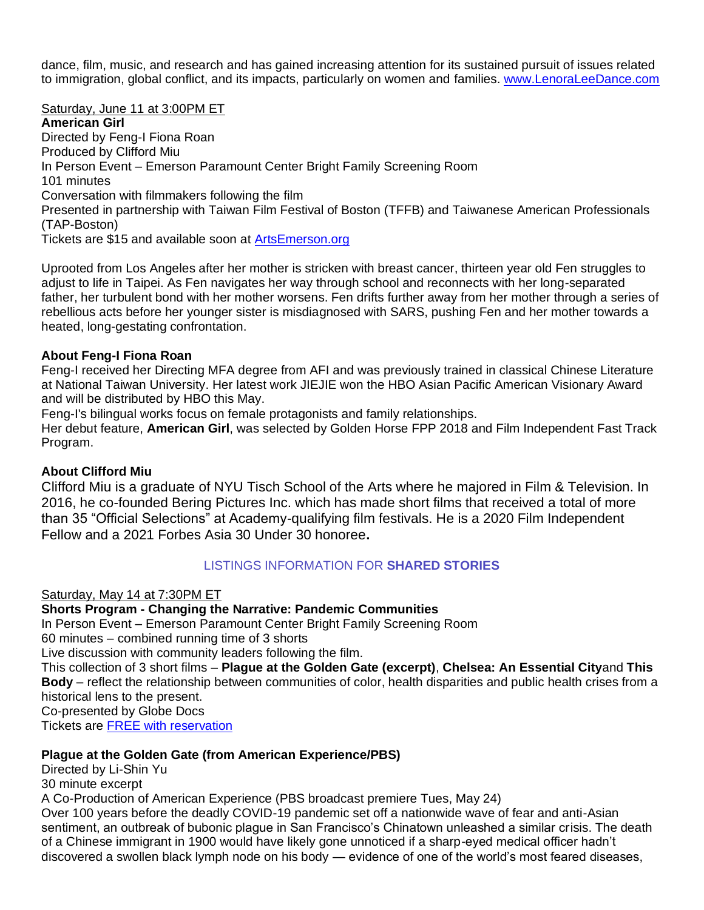dance, film, music, and research and has gained increasing attention for its sustained pursuit of issues related to immigration, global conflict, and its impacts, particularly on women and families. [www.LenoraLeeDance.com](http://www.LenoraLeeDance.com)

Saturday, June 11 at 3:00PM ET
**American Girl**
Directed by Feng-I Fiona Roan
Produced by Clifford Miu
In Person Event – Emerson Paramount Center Bright Family Screening Room
101 minutes
Conversation with filmmakers following the film
Presented in partnership with Taiwan Film Festival of Boston (TFFB) and Taiwanese American Professionals (TAP-Boston)
Tickets are $15 and available soon at [ArtsEmerson.org](http://ArtsEmerson.org)

Uprooted from Los Angeles after her mother is stricken with breast cancer, thirteen year old Fen struggles to adjust to life in Taipei. As Fen navigates her way through school and reconnects with her long-separated father, her turbulent bond with her mother worsens. Fen drifts further away from her mother through a series of rebellious acts before her younger sister is misdiagnosed with SARS, pushing Fen and her mother towards a heated, long-gestating confrontation.

**About Feng-I Fiona Roan**
Feng-I received her Directing MFA degree from AFI and was previously trained in classical Chinese Literature at National Taiwan University. Her latest work JIEJIE won the HBO Asian Pacific American Visionary Award and will be distributed by HBO this May.
Feng-I's bilingual works focus on female protagonists and family relationships.
Her debut feature, **American Girl**, was selected by Golden Horse FPP 2018 and Film Independent Fast Track Program.

**About Clifford Miu**
Clifford Miu is a graduate of NYU Tisch School of the Arts where he majored in Film & Television. In 2016, he co-founded Bering Pictures Inc. which has made short films that received a total of more than 35 "Official Selections" at Academy-qualifying film festivals. He is a 2020 Film Independent Fellow and a 2021 Forbes Asia 30 Under 30 honoree**.**

## LISTINGS INFORMATION FOR **SHARED STORIES**

Saturday, May 14 at 7:30PM ET
**Shorts Program - Changing the Narrative: Pandemic Communities**
In Person Event – Emerson Paramount Center Bright Family Screening Room
60 minutes – combined running time of 3 shorts
Live discussion with community leaders following the film.
This collection of 3 short films – **Plague at the Golden Gate (excerpt)**, **Chelsea: An Essential City**and **This Body** – reflect the relationship between communities of color, health disparities and public health crises from a historical lens to the present.
Co-presented by Globe Docs
Tickets are [FREE with reservation]()

**Plague at the Golden Gate (from American Experience/PBS)**
Directed by Li-Shin Yu
30 minute excerpt
A Co-Production of American Experience (PBS broadcast premiere Tues, May 24)
Over 100 years before the deadly COVID-19 pandemic set off a nationwide wave of fear and anti-Asian sentiment, an outbreak of bubonic plague in San Francisco's Chinatown unleashed a similar crisis. The death of a Chinese immigrant in 1900 would have likely gone unnoticed if a sharp-eyed medical officer hadn't discovered a swollen black lymph node on his body — evidence of one of the world's most feared diseases,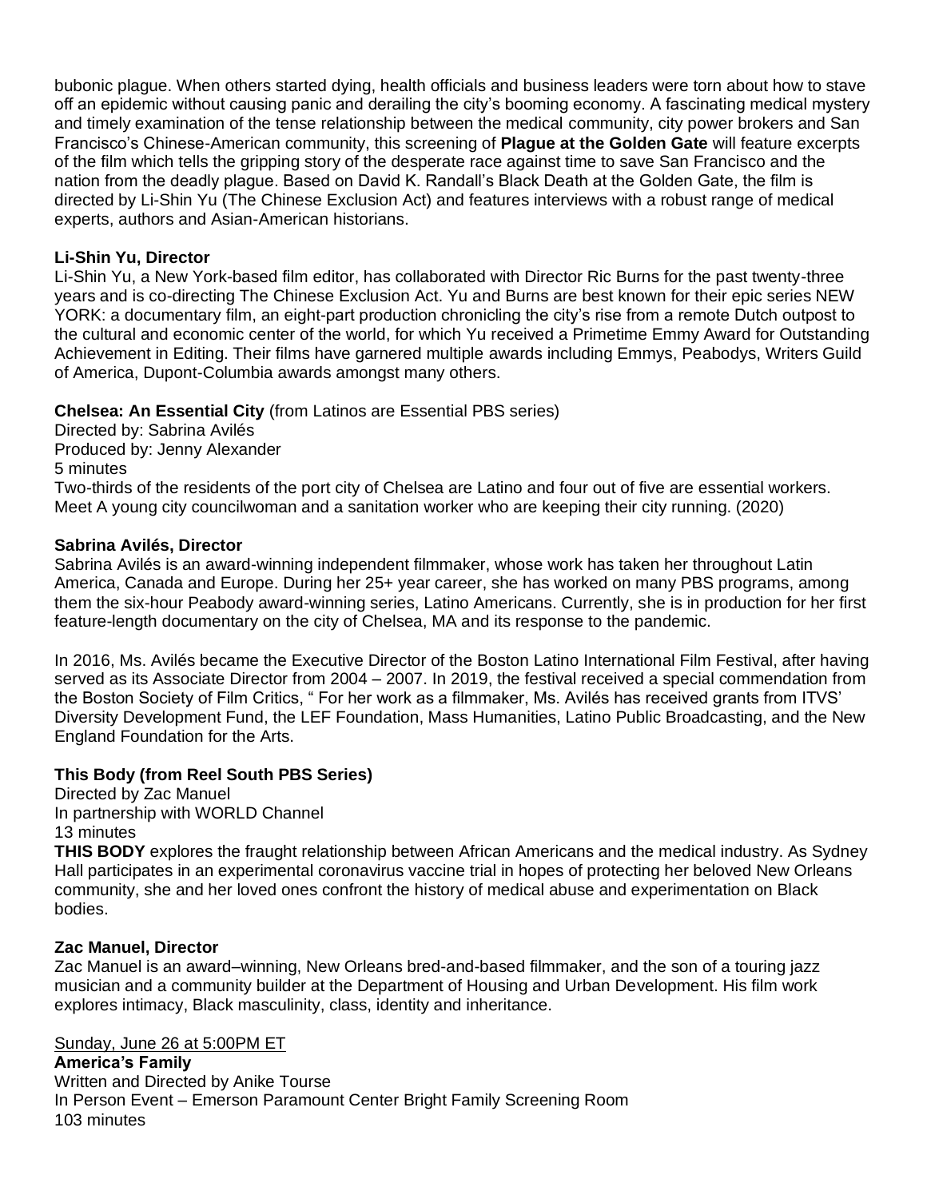bubonic plague. When others started dying, health officials and business leaders were torn about how to stave off an epidemic without causing panic and derailing the city's booming economy. A fascinating medical mystery and timely examination of the tense relationship between the medical community, city power brokers and San Francisco's Chinese-American community, this screening of **Plague at the Golden Gate** will feature excerpts of the film which tells the gripping story of the desperate race against time to save San Francisco and the nation from the deadly plague. Based on David K. Randall's Black Death at the Golden Gate, the film is directed by Li-Shin Yu (The Chinese Exclusion Act) and features interviews with a robust range of medical experts, authors and Asian-American historians.

**Li-Shin Yu, Director**
Li-Shin Yu, a New York-based film editor, has collaborated with Director Ric Burns for the past twenty-three years and is co-directing The Chinese Exclusion Act. Yu and Burns are best known for their epic series NEW YORK: a documentary film, an eight-part production chronicling the city's rise from a remote Dutch outpost to the cultural and economic center of the world, for which Yu received a Primetime Emmy Award for Outstanding Achievement in Editing. Their films have garnered multiple awards including Emmys, Peabodys, Writers Guild of America, Dupont-Columbia awards amongst many others.

**Chelsea: An Essential City** (from Latinos are Essential PBS series)
Directed by: Sabrina Avilés
Produced by: Jenny Alexander
5 minutes
Two-thirds of the residents of the port city of Chelsea are Latino and four out of five are essential workers. Meet A young city councilwoman and a sanitation worker who are keeping their city running. (2020)

**Sabrina Avilés, Director**
Sabrina Avilés is an award-winning independent filmmaker, whose work has taken her throughout Latin America, Canada and Europe. During her 25+ year career, she has worked on many PBS programs, among them the six-hour Peabody award-winning series, Latino Americans. Currently, she is in production for her first feature-length documentary on the city of Chelsea, MA and its response to the pandemic.

In 2016, Ms. Avilés became the Executive Director of the Boston Latino International Film Festival, after having served as its Associate Director from 2004 – 2007. In 2019, the festival received a special commendation from the Boston Society of Film Critics, " For her work as a filmmaker, Ms. Avilés has received grants from ITVS' Diversity Development Fund, the LEF Foundation, Mass Humanities, Latino Public Broadcasting, and the New England Foundation for the Arts.

**This Body (from Reel South PBS Series)**
Directed by Zac Manuel
In partnership with WORLD Channel
13 minutes
**THIS BODY** explores the fraught relationship between African Americans and the medical industry. As Sydney Hall participates in an experimental coronavirus vaccine trial in hopes of protecting her beloved New Orleans community, she and her loved ones confront the history of medical abuse and experimentation on Black bodies.

**Zac Manuel, Director**
Zac Manuel is an award–winning, New Orleans bred-and-based filmmaker, and the son of a touring jazz musician and a community builder at the Department of Housing and Urban Development. His film work explores intimacy, Black masculinity, class, identity and inheritance.

<u>Sunday, June 26 at 5:00PM ET</u>
**America's Family**
Written and Directed by Anike Tourse
In Person Event – Emerson Paramount Center Bright Family Screening Room
103 minutes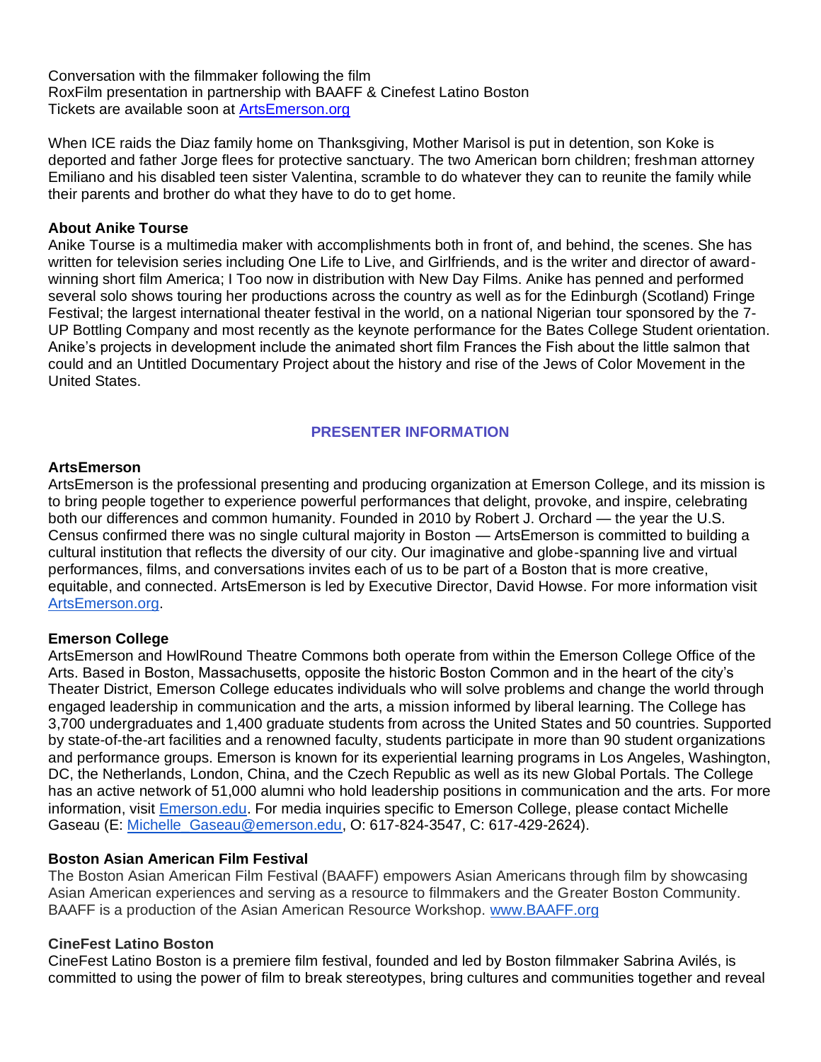Conversation with the filmmaker following the film
RoxFilm presentation in partnership with BAAFF & Cinefest Latino Boston
Tickets are available soon at [ArtsEmerson.org](ArtsEmerson.org)

When ICE raids the Diaz family home on Thanksgiving, Mother Marisol is put in detention, son Koke is deported and father Jorge flees for protective sanctuary. The two American born children; freshman attorney Emiliano and his disabled teen sister Valentina, scramble to do whatever they can to reunite the family while their parents and brother do what they have to do to get home.

**About Anike Tourse**
Anike Tourse is a multimedia maker with accomplishments both in front of, and behind, the scenes. She has written for television series including One Life to Live, and Girlfriends, and is the writer and director of award-winning short film America; I Too now in distribution with New Day Films. Anike has penned and performed several solo shows touring her productions across the country as well as for the Edinburgh (Scotland) Fringe Festival; the largest international theater festival in the world, on a national Nigerian tour sponsored by the 7-UP Bottling Company and most recently as the keynote performance for the Bates College Student orientation. Anike's projects in development include the animated short film Frances the Fish about the little salmon that could and an Untitled Documentary Project about the history and rise of the Jews of Color Movement in the United States.

## PRESENTER INFORMATION

**ArtsEmerson**
ArtsEmerson is the professional presenting and producing organization at Emerson College, and its mission is to bring people together to experience powerful performances that delight, provoke, and inspire, celebrating both our differences and common humanity. Founded in 2010 by Robert J. Orchard — the year the U.S. Census confirmed there was no single cultural majority in Boston — ArtsEmerson is committed to building a cultural institution that reflects the diversity of our city. Our imaginative and globe-spanning live and virtual performances, films, and conversations invites each of us to be part of a Boston that is more creative, equitable, and connected. ArtsEmerson is led by Executive Director, David Howse. For more information visit [ArtsEmerson.org](ArtsEmerson.org).

**Emerson College**
ArtsEmerson and HowlRound Theatre Commons both operate from within the Emerson College Office of the Arts. Based in Boston, Massachusetts, opposite the historic Boston Common and in the heart of the city's Theater District, Emerson College educates individuals who will solve problems and change the world through engaged leadership in communication and the arts, a mission informed by liberal learning. The College has 3,700 undergraduates and 1,400 graduate students from across the United States and 50 countries. Supported by state-of-the-art facilities and a renowned faculty, students participate in more than 90 student organizations and performance groups. Emerson is known for its experiential learning programs in Los Angeles, Washington, DC, the Netherlands, London, China, and the Czech Republic as well as its new Global Portals. The College has an active network of 51,000 alumni who hold leadership positions in communication and the arts. For more information, visit [Emerson.edu](Emerson.edu). For media inquiries specific to Emerson College, please contact Michelle Gaseau (E: Michelle_Gaseau@emerson.edu, O: 617-824-3547, C: 617-429-2624).

**Boston Asian American Film Festival**
The Boston Asian American Film Festival (BAAFF) empowers Asian Americans through film by showcasing Asian American experiences and serving as a resource to filmmakers and the Greater Boston Community. BAAFF is a production of the Asian American Resource Workshop. [www.BAAFF.org](www.BAAFF.org)

**CineFest Latino Boston**
CineFest Latino Boston is a premiere film festival, founded and led by Boston filmmaker Sabrina Avilés, is committed to using the power of film to break stereotypes, bring cultures and communities together and reveal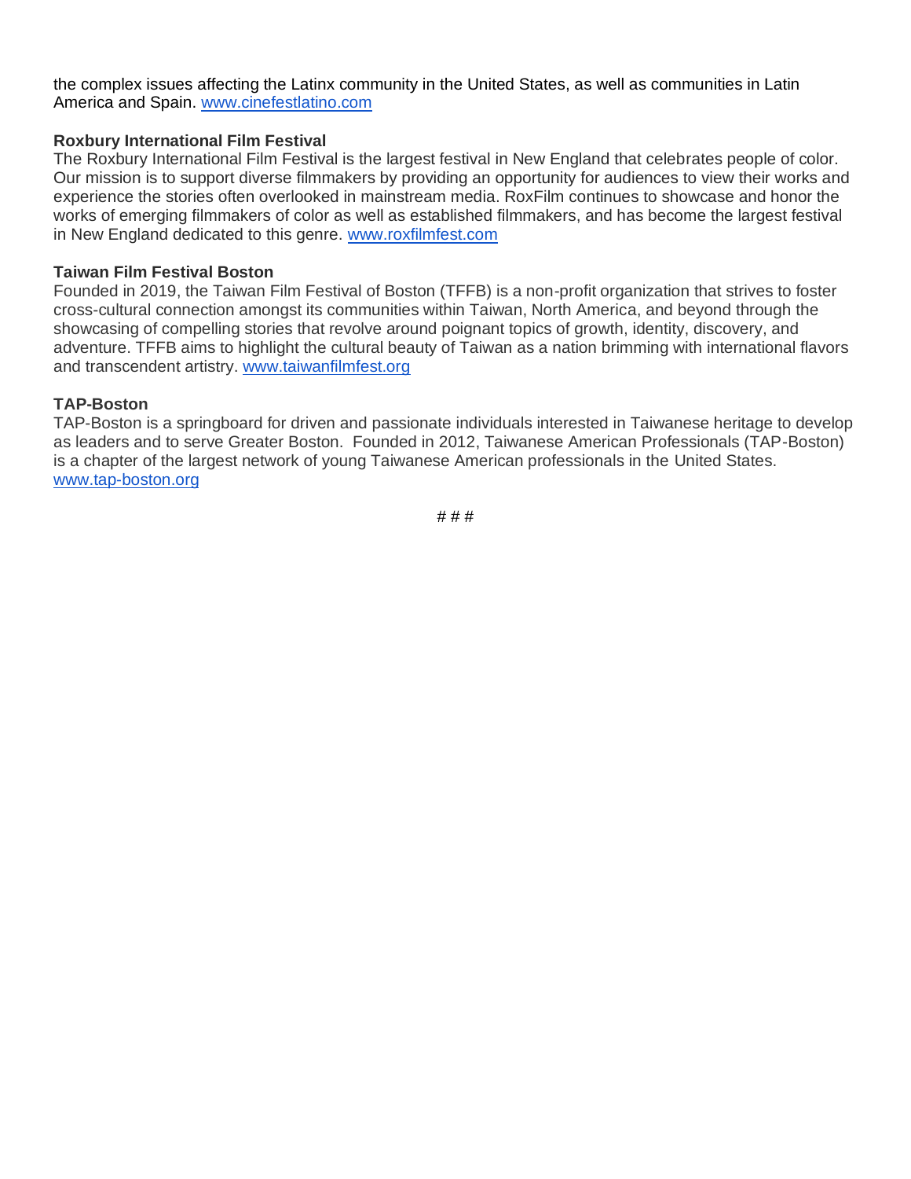the complex issues affecting the Latinx community in the United States, as well as communities in Latin America and Spain. www.cinefestlatino.com

**Roxbury International Film Festival**
The Roxbury International Film Festival is the largest festival in New England that celebrates people of color. Our mission is to support diverse filmmakers by providing an opportunity for audiences to view their works and experience the stories often overlooked in mainstream media. RoxFilm continues to showcase and honor the works of emerging filmmakers of color as well as established filmmakers, and has become the largest festival in New England dedicated to this genre. www.roxfilmfest.com

**Taiwan Film Festival Boston**
Founded in 2019, the Taiwan Film Festival of Boston (TFFB) is a non-profit organization that strives to foster cross-cultural connection amongst its communities within Taiwan, North America, and beyond through the showcasing of compelling stories that revolve around poignant topics of growth, identity, discovery, and adventure. TFFB aims to highlight the cultural beauty of Taiwan as a nation brimming with international flavors and transcendent artistry. www.taiwanfilmfest.org

**TAP-Boston**
TAP-Boston is a springboard for driven and passionate individuals interested in Taiwanese heritage to develop as leaders and to serve Greater Boston. Founded in 2012, Taiwanese American Professionals (TAP-Boston) is a chapter of the largest network of young Taiwanese American professionals in the United States. www.tap-boston.org

# # #